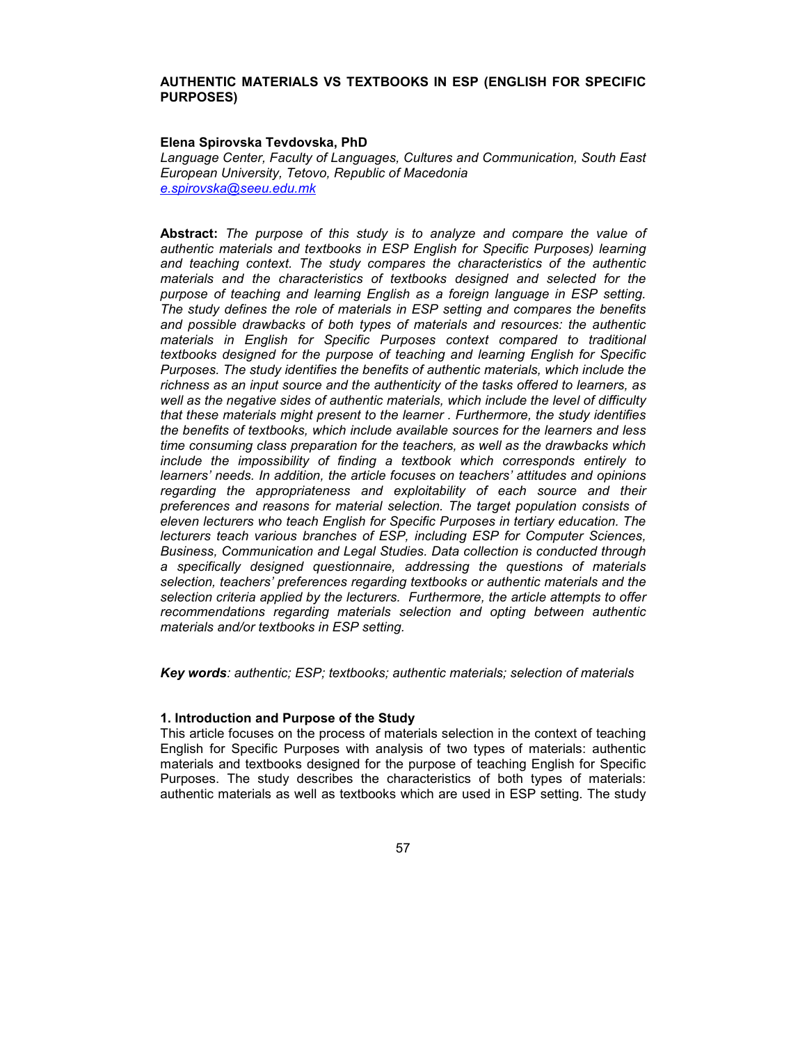# AUTHENTIC MATERIALS VS TEXTBOOKS IN ESP (ENGLISH FOR SPECIFIC PURPOSES)

**Elena Spirovska Tevdovska, PhD**

*Language Center, Faculty of Languages, Cultures and Communication, South East European University, Tetovo, Republic of Macedonia*
*e.spirovska@seeu.edu.mk*

**Abstract:** *The purpose of this study is to analyze and compare the value of authentic materials and textbooks in ESP English for Specific Purposes) learning and teaching context. The study compares the characteristics of the authentic materials and the characteristics of textbooks designed and selected for the purpose of teaching and learning English as a foreign language in ESP setting. The study defines the role of materials in ESP setting and compares the benefits and possible drawbacks of both types of materials and resources: the authentic materials in English for Specific Purposes context compared to traditional textbooks designed for the purpose of teaching and learning English for Specific Purposes. The study identifies the benefits of authentic materials, which include the richness as an input source and the authenticity of the tasks offered to learners, as well as the negative sides of authentic materials, which include the level of difficulty that these materials might present to the learner . Furthermore, the study identifies the benefits of textbooks, which include available sources for the learners and less time consuming class preparation for the teachers, as well as the drawbacks which include the impossibility of finding a textbook which corresponds entirely to learners' needs. In addition, the article focuses on teachers' attitudes and opinions regarding the appropriateness and exploitability of each source and their preferences and reasons for material selection. The target population consists of eleven lecturers who teach English for Specific Purposes in tertiary education. The lecturers teach various branches of ESP, including ESP for Computer Sciences, Business, Communication and Legal Studies. Data collection is conducted through a specifically designed questionnaire, addressing the questions of materials selection, teachers' preferences regarding textbooks or authentic materials and the selection criteria applied by the lecturers. Furthermore, the article attempts to offer recommendations regarding materials selection and opting between authentic materials and/or textbooks in ESP setting.*

***Key words****: authentic; ESP; textbooks; authentic materials; selection of materials*

## 1. Introduction and Purpose of the Study

This article focuses on the process of materials selection in the context of teaching English for Specific Purposes with analysis of two types of materials: authentic materials and textbooks designed for the purpose of teaching English for Specific Purposes. The study describes the characteristics of both types of materials: authentic materials as well as textbooks which are used in ESP setting. The study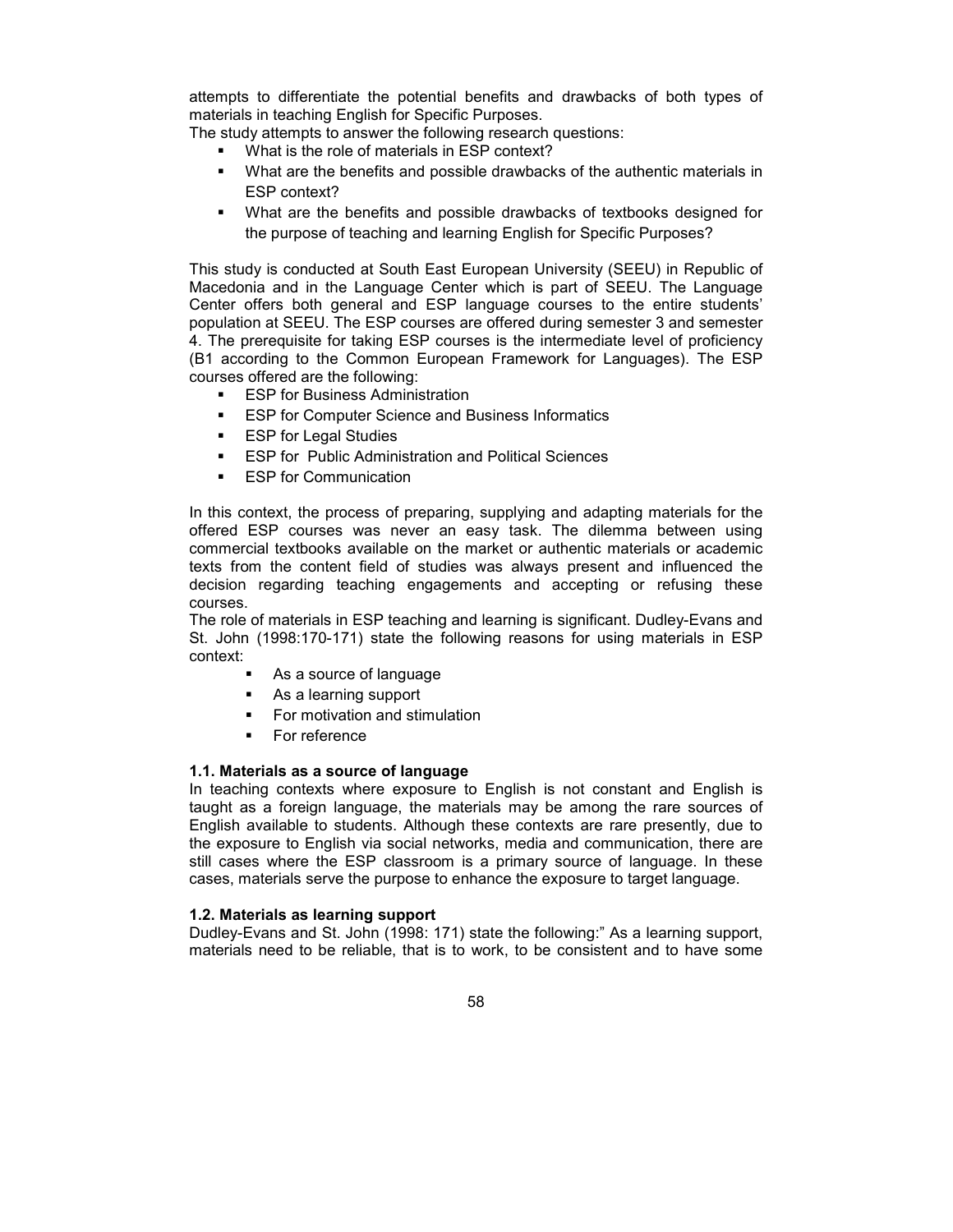attempts to differentiate the potential benefits and drawbacks of both types of materials in teaching English for Specific Purposes.

The study attempts to answer the following research questions:

- What is the role of materials in ESP context?
- What are the benefits and possible drawbacks of the authentic materials in ESP context?
- What are the benefits and possible drawbacks of textbooks designed for the purpose of teaching and learning English for Specific Purposes?

This study is conducted at South East European University (SEEU) in Republic of Macedonia and in the Language Center which is part of SEEU. The Language Center offers both general and ESP language courses to the entire students' population at SEEU. The ESP courses are offered during semester 3 and semester 4. The prerequisite for taking ESP courses is the intermediate level of proficiency (B1 according to the Common European Framework for Languages). The ESP courses offered are the following:

- ESP for Business Administration
- ESP for Computer Science and Business Informatics
- ESP for Legal Studies
- ESP for Public Administration and Political Sciences
- ESP for Communication

In this context, the process of preparing, supplying and adapting materials for the offered ESP courses was never an easy task. The dilemma between using commercial textbooks available on the market or authentic materials or academic texts from the content field of studies was always present and influenced the decision regarding teaching engagements and accepting or refusing these courses.

The role of materials in ESP teaching and learning is significant. Dudley-Evans and St. John (1998:170-171) state the following reasons for using materials in ESP context:

- As a source of language
- As a learning support
- For motivation and stimulation
- For reference

### 1.1. Materials as a source of language

In teaching contexts where exposure to English is not constant and English is taught as a foreign language, the materials may be among the rare sources of English available to students. Although these contexts are rare presently, due to the exposure to English via social networks, media and communication, there are still cases where the ESP classroom is a primary source of language. In these cases, materials serve the purpose to enhance the exposure to target language.

### 1.2. Materials as learning support

Dudley-Evans and St. John (1998: 171) state the following:" As a learning support, materials need to be reliable, that is to work, to be consistent and to have some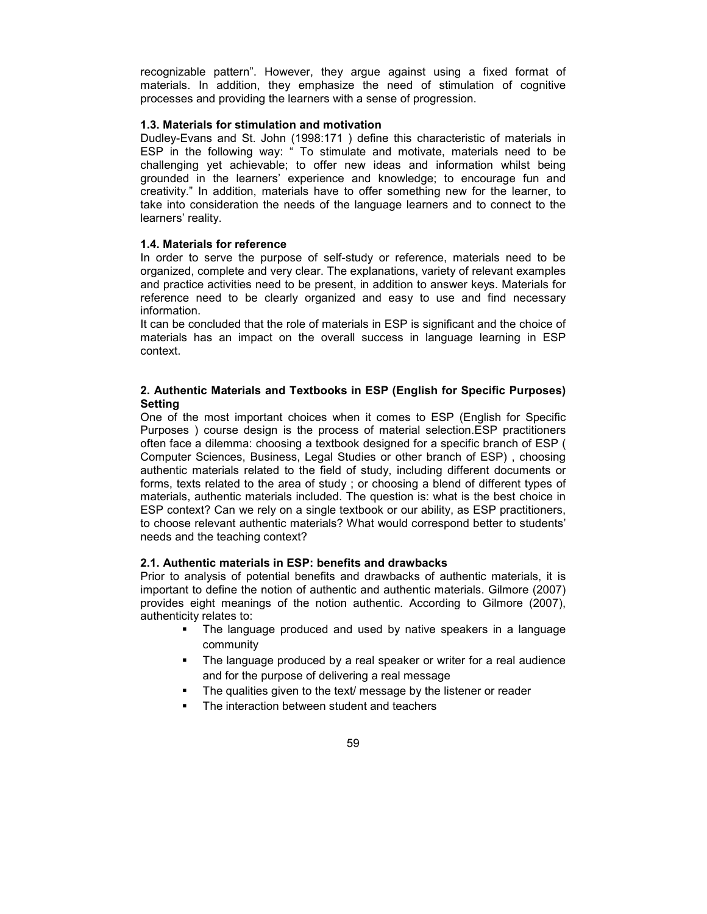recognizable pattern". However, they argue against using a fixed format of materials. In addition, they emphasize the need of stimulation of cognitive processes and providing the learners with a sense of progression.

### 1.3. Materials for stimulation and motivation

Dudley-Evans and St. John (1998:171 ) define this characteristic of materials in ESP in the following way: " To stimulate and motivate, materials need to be challenging yet achievable; to offer new ideas and information whilst being grounded in the learners' experience and knowledge; to encourage fun and creativity." In addition, materials have to offer something new for the learner, to take into consideration the needs of the language learners and to connect to the learners' reality.

### 1.4. Materials for reference

In order to serve the purpose of self-study or reference, materials need to be organized, complete and very clear. The explanations, variety of relevant examples and practice activities need to be present, in addition to answer keys. Materials for reference need to be clearly organized and easy to use and find necessary information.

It can be concluded that the role of materials in ESP is significant and the choice of materials has an impact on the overall success in language learning in ESP context.

## 2. Authentic Materials and Textbooks in ESP (English for Specific Purposes) Setting

One of the most important choices when it comes to ESP (English for Specific Purposes ) course design is the process of material selection.ESP practitioners often face a dilemma: choosing a textbook designed for a specific branch of ESP ( Computer Sciences, Business, Legal Studies or other branch of ESP) , choosing authentic materials related to the field of study, including different documents or forms, texts related to the area of study ; or choosing a blend of different types of materials, authentic materials included. The question is: what is the best choice in ESP context? Can we rely on a single textbook or our ability, as ESP practitioners, to choose relevant authentic materials? What would correspond better to students' needs and the teaching context?

### 2.1. Authentic materials in ESP: benefits and drawbacks

Prior to analysis of potential benefits and drawbacks of authentic materials, it is important to define the notion of authentic and authentic materials. Gilmore (2007) provides eight meanings of the notion authentic. According to Gilmore (2007), authenticity relates to:

- The language produced and used by native speakers in a language community
- The language produced by a real speaker or writer for a real audience and for the purpose of delivering a real message
- The qualities given to the text/ message by the listener or reader
- The interaction between student and teachers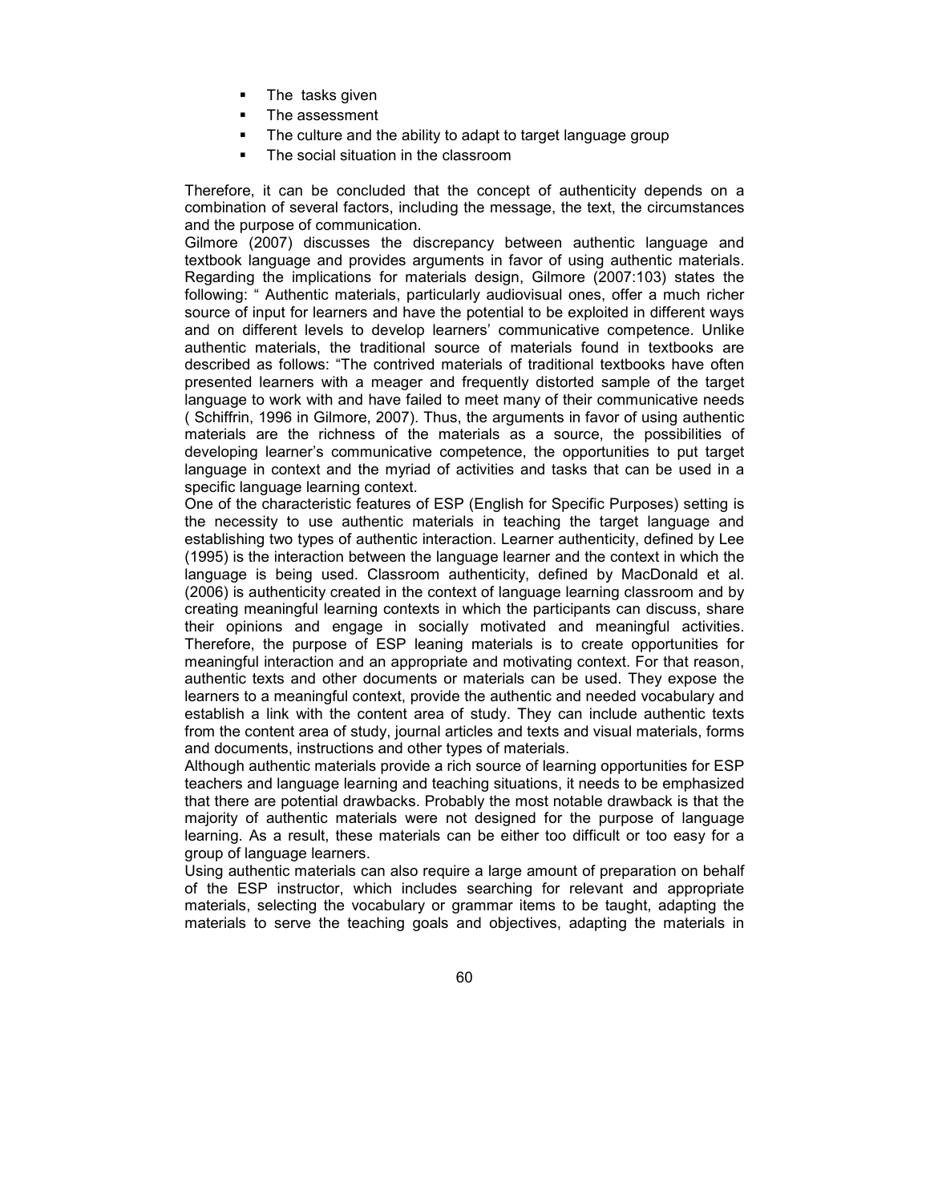- The tasks given
- The assessment
- The culture and the ability to adapt to target language group
- The social situation in the classroom

Therefore, it can be concluded that the concept of authenticity depends on a combination of several factors, including the message, the text, the circumstances and the purpose of communication.

Gilmore (2007) discusses the discrepancy between authentic language and textbook language and provides arguments in favor of using authentic materials. Regarding the implications for materials design, Gilmore (2007:103) states the following: " Authentic materials, particularly audiovisual ones, offer a much richer source of input for learners and have the potential to be exploited in different ways and on different levels to develop learners' communicative competence. Unlike authentic materials, the traditional source of materials found in textbooks are described as follows: "The contrived materials of traditional textbooks have often presented learners with a meager and frequently distorted sample of the target language to work with and have failed to meet many of their communicative needs ( Schiffrin, 1996 in Gilmore, 2007). Thus, the arguments in favor of using authentic materials are the richness of the materials as a source, the possibilities of developing learner's communicative competence, the opportunities to put target language in context and the myriad of activities and tasks that can be used in a specific language learning context.

One of the characteristic features of ESP (English for Specific Purposes) setting is the necessity to use authentic materials in teaching the target language and establishing two types of authentic interaction. Learner authenticity, defined by Lee (1995) is the interaction between the language learner and the context in which the language is being used. Classroom authenticity, defined by MacDonald et al. (2006) is authenticity created in the context of language learning classroom and by creating meaningful learning contexts in which the participants can discuss, share their opinions and engage in socially motivated and meaningful activities. Therefore, the purpose of ESP leaning materials is to create opportunities for meaningful interaction and an appropriate and motivating context. For that reason, authentic texts and other documents or materials can be used. They expose the learners to a meaningful context, provide the authentic and needed vocabulary and establish a link with the content area of study. They can include authentic texts from the content area of study, journal articles and texts and visual materials, forms and documents, instructions and other types of materials.

Although authentic materials provide a rich source of learning opportunities for ESP teachers and language learning and teaching situations, it needs to be emphasized that there are potential drawbacks. Probably the most notable drawback is that the majority of authentic materials were not designed for the purpose of language learning. As a result, these materials can be either too difficult or too easy for a group of language learners.

Using authentic materials can also require a large amount of preparation on behalf of the ESP instructor, which includes searching for relevant and appropriate materials, selecting the vocabulary or grammar items to be taught, adapting the materials to serve the teaching goals and objectives, adapting the materials in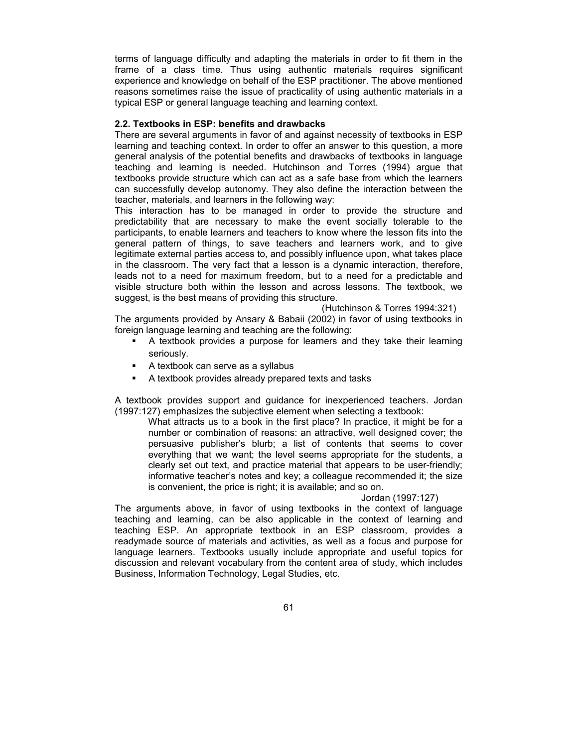terms of language difficulty and adapting the materials in order to fit them in the frame of a class time. Thus using authentic materials requires significant experience and knowledge on behalf of the ESP practitioner. The above mentioned reasons sometimes raise the issue of practicality of using authentic materials in a typical ESP or general language teaching and learning context.

### 2.2. Textbooks in ESP: benefits and drawbacks

There are several arguments in favor of and against necessity of textbooks in ESP learning and teaching context. In order to offer an answer to this question, a more general analysis of the potential benefits and drawbacks of textbooks in language teaching and learning is needed. Hutchinson and Torres (1994) argue that textbooks provide structure which can act as a safe base from which the learners can successfully develop autonomy. They also define the interaction between the teacher, materials, and learners in the following way:

This interaction has to be managed in order to provide the structure and predictability that are necessary to make the event socially tolerable to the participants, to enable learners and teachers to know where the lesson fits into the general pattern of things, to save teachers and learners work, and to give legitimate external parties access to, and possibly influence upon, what takes place in the classroom. The very fact that a lesson is a dynamic interaction, therefore, leads not to a need for maximum freedom, but to a need for a predictable and visible structure both within the lesson and across lessons. The textbook, we suggest, is the best means of providing this structure.

(Hutchinson & Torres 1994:321)

The arguments provided by Ansary & Babaii (2002) in favor of using textbooks in foreign language learning and teaching are the following:

- A textbook provides a purpose for learners and they take their learning seriously.
- A textbook can serve as a syllabus
- A textbook provides already prepared texts and tasks

A textbook provides support and guidance for inexperienced teachers. Jordan (1997:127) emphasizes the subjective element when selecting a textbook:

> What attracts us to a book in the first place? In practice, it might be for a number or combination of reasons: an attractive, well designed cover; the persuasive publisher's blurb; a list of contents that seems to cover everything that we want; the level seems appropriate for the students, a clearly set out text, and practice material that appears to be user-friendly; informative teacher's notes and key; a colleague recommended it; the size is convenient, the price is right; it is available; and so on.
>
> Jordan (1997:127)

The arguments above, in favor of using textbooks in the context of language teaching and learning, can be also applicable in the context of learning and teaching ESP. An appropriate textbook in an ESP classroom, provides a readymade source of materials and activities, as well as a focus and purpose for language learners. Textbooks usually include appropriate and useful topics for discussion and relevant vocabulary from the content area of study, which includes Business, Information Technology, Legal Studies, etc.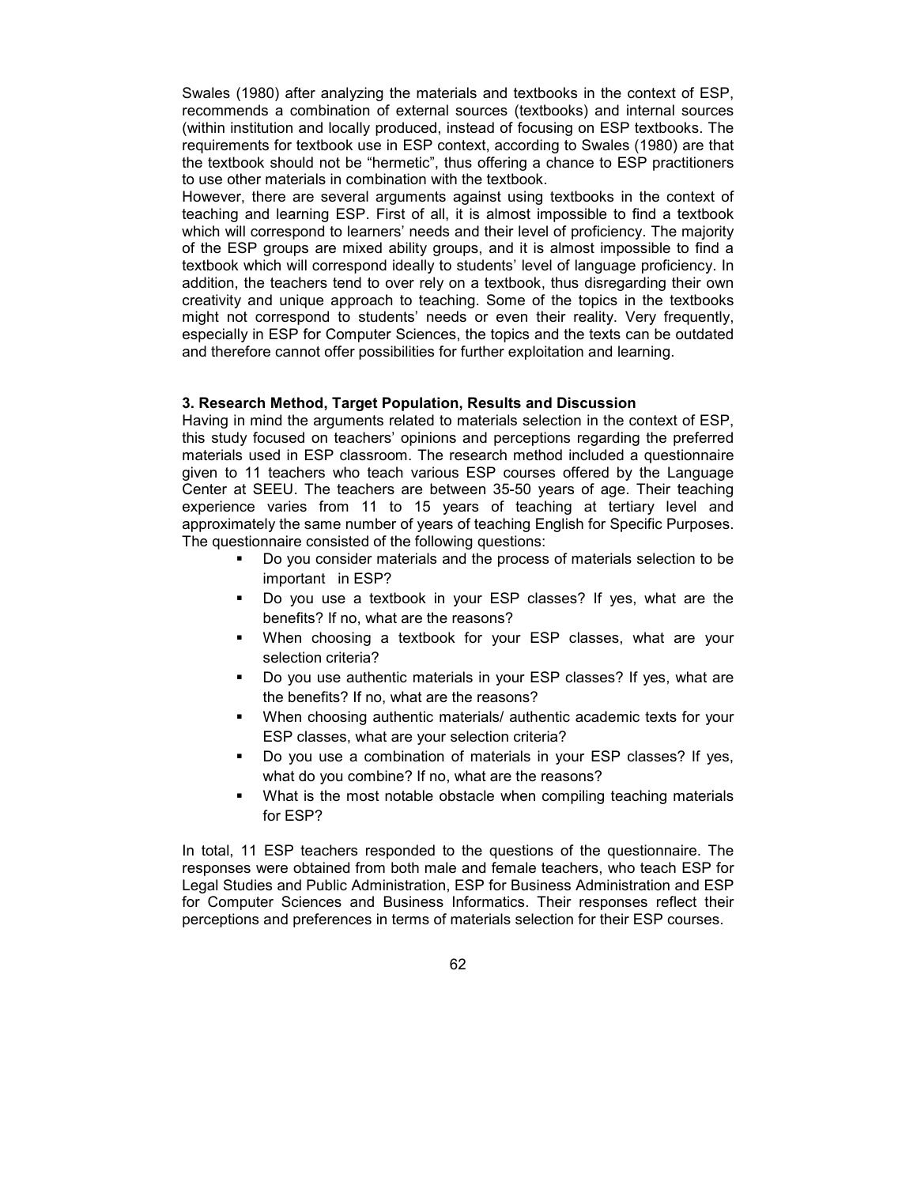Swales (1980) after analyzing the materials and textbooks in the context of ESP, recommends a combination of external sources (textbooks) and internal sources (within institution and locally produced, instead of focusing on ESP textbooks. The requirements for textbook use in ESP context, according to Swales (1980) are that the textbook should not be "hermetic", thus offering a chance to ESP practitioners to use other materials in combination with the textbook.

However, there are several arguments against using textbooks in the context of teaching and learning ESP. First of all, it is almost impossible to find a textbook which will correspond to learners' needs and their level of proficiency. The majority of the ESP groups are mixed ability groups, and it is almost impossible to find a textbook which will correspond ideally to students' level of language proficiency. In addition, the teachers tend to over rely on a textbook, thus disregarding their own creativity and unique approach to teaching. Some of the topics in the textbooks might not correspond to students' needs or even their reality. Very frequently, especially in ESP for Computer Sciences, the topics and the texts can be outdated and therefore cannot offer possibilities for further exploitation and learning.

### 3. Research Method, Target Population, Results and Discussion

Having in mind the arguments related to materials selection in the context of ESP, this study focused on teachers' opinions and perceptions regarding the preferred materials used in ESP classroom. The research method included a questionnaire given to 11 teachers who teach various ESP courses offered by the Language Center at SEEU. The teachers are between 35-50 years of age. Their teaching experience varies from 11 to 15 years of teaching at tertiary level and approximately the same number of years of teaching English for Specific Purposes. The questionnaire consisted of the following questions:

- Do you consider materials and the process of materials selection to be important in ESP?
- Do you use a textbook in your ESP classes? If yes, what are the benefits? If no, what are the reasons?
- When choosing a textbook for your ESP classes, what are your selection criteria?
- Do you use authentic materials in your ESP classes? If yes, what are the benefits? If no, what are the reasons?
- When choosing authentic materials/ authentic academic texts for your ESP classes, what are your selection criteria?
- Do you use a combination of materials in your ESP classes? If yes, what do you combine? If no, what are the reasons?
- What is the most notable obstacle when compiling teaching materials for ESP?

In total, 11 ESP teachers responded to the questions of the questionnaire. The responses were obtained from both male and female teachers, who teach ESP for Legal Studies and Public Administration, ESP for Business Administration and ESP for Computer Sciences and Business Informatics. Their responses reflect their perceptions and preferences in terms of materials selection for their ESP courses.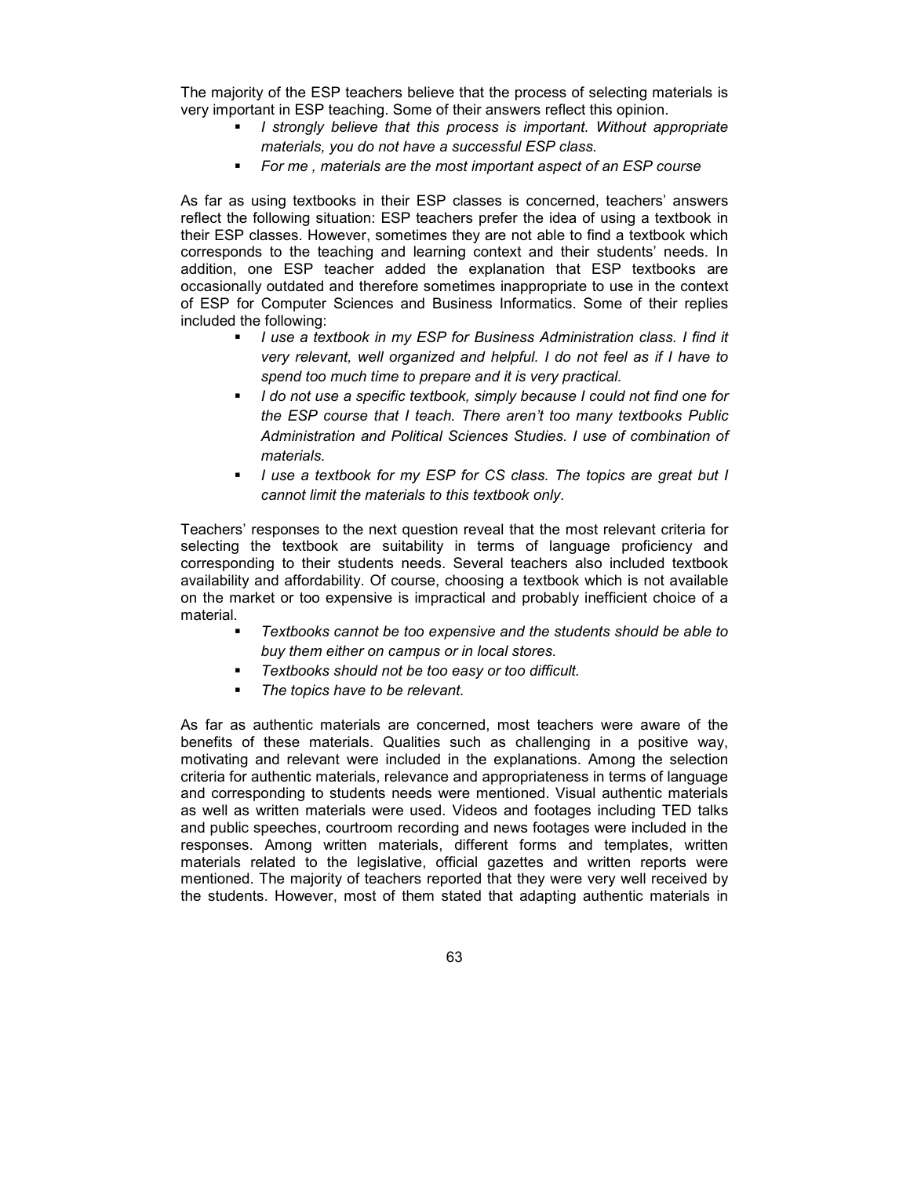The majority of the ESP teachers believe that the process of selecting materials is very important in ESP teaching. Some of their answers reflect this opinion.

- *I strongly believe that this process is important. Without appropriate materials, you do not have a successful ESP class.*
- *For me , materials are the most important aspect of an ESP course*

As far as using textbooks in their ESP classes is concerned, teachers' answers reflect the following situation: ESP teachers prefer the idea of using a textbook in their ESP classes. However, sometimes they are not able to find a textbook which corresponds to the teaching and learning context and their students' needs. In addition, one ESP teacher added the explanation that ESP textbooks are occasionally outdated and therefore sometimes inappropriate to use in the context of ESP for Computer Sciences and Business Informatics. Some of their replies included the following:

- *I use a textbook in my ESP for Business Administration class. I find it very relevant, well organized and helpful. I do not feel as if I have to spend too much time to prepare and it is very practical.*
- *I do not use a specific textbook, simply because I could not find one for the ESP course that I teach. There aren't too many textbooks Public Administration and Political Sciences Studies. I use of combination of materials.*
- *I use a textbook for my ESP for CS class. The topics are great but I cannot limit the materials to this textbook only.*

Teachers' responses to the next question reveal that the most relevant criteria for selecting the textbook are suitability in terms of language proficiency and corresponding to their students needs. Several teachers also included textbook availability and affordability. Of course, choosing a textbook which is not available on the market or too expensive is impractical and probably inefficient choice of a material.

- *Textbooks cannot be too expensive and the students should be able to buy them either on campus or in local stores.*
- *Textbooks should not be too easy or too difficult.*
- *The topics have to be relevant.*

As far as authentic materials are concerned, most teachers were aware of the benefits of these materials. Qualities such as challenging in a positive way, motivating and relevant were included in the explanations. Among the selection criteria for authentic materials, relevance and appropriateness in terms of language and corresponding to students needs were mentioned. Visual authentic materials as well as written materials were used. Videos and footages including TED talks and public speeches, courtroom recording and news footages were included in the responses. Among written materials, different forms and templates, written materials related to the legislative, official gazettes and written reports were mentioned. The majority of teachers reported that they were very well received by the students. However, most of them stated that adapting authentic materials in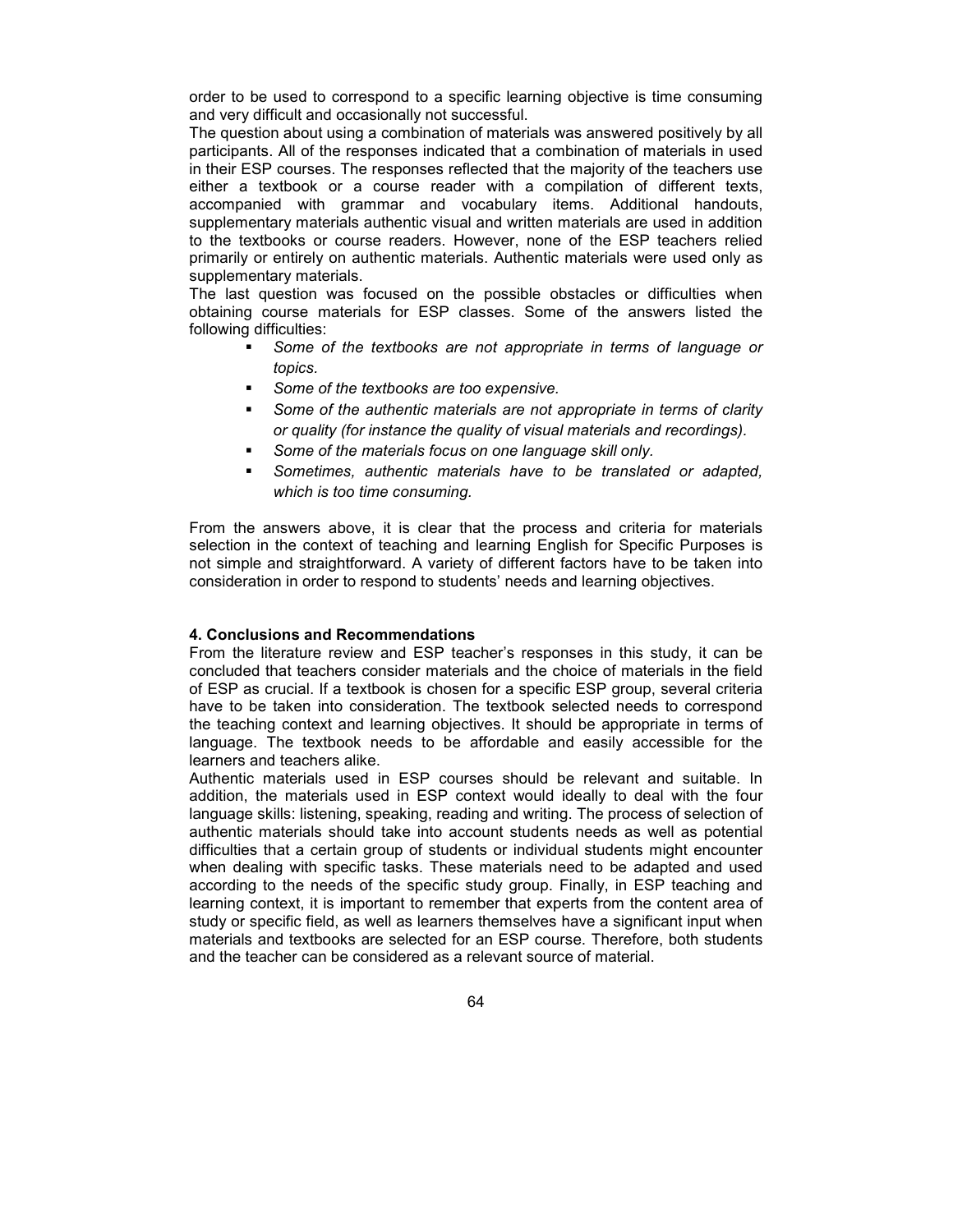order to be used to correspond to a specific learning objective is time consuming and very difficult and occasionally not successful.

The question about using a combination of materials was answered positively by all participants. All of the responses indicated that a combination of materials in used in their ESP courses. The responses reflected that the majority of the teachers use either a textbook or a course reader with a compilation of different texts, accompanied with grammar and vocabulary items. Additional handouts, supplementary materials authentic visual and written materials are used in addition to the textbooks or course readers. However, none of the ESP teachers relied primarily or entirely on authentic materials. Authentic materials were used only as supplementary materials.

The last question was focused on the possible obstacles or difficulties when obtaining course materials for ESP classes. Some of the answers listed the following difficulties:

- *Some of the textbooks are not appropriate in terms of language or topics.*
- *Some of the textbooks are too expensive.*
- *Some of the authentic materials are not appropriate in terms of clarity or quality (for instance the quality of visual materials and recordings).*
- *Some of the materials focus on one language skill only.*
- *Sometimes, authentic materials have to be translated or adapted, which is too time consuming.*

From the answers above, it is clear that the process and criteria for materials selection in the context of teaching and learning English for Specific Purposes is not simple and straightforward. A variety of different factors have to be taken into consideration in order to respond to students' needs and learning objectives.

## 4. Conclusions and Recommendations

From the literature review and ESP teacher's responses in this study, it can be concluded that teachers consider materials and the choice of materials in the field of ESP as crucial. If a textbook is chosen for a specific ESP group, several criteria have to be taken into consideration. The textbook selected needs to correspond the teaching context and learning objectives. It should be appropriate in terms of language. The textbook needs to be affordable and easily accessible for the learners and teachers alike.

Authentic materials used in ESP courses should be relevant and suitable. In addition, the materials used in ESP context would ideally to deal with the four language skills: listening, speaking, reading and writing. The process of selection of authentic materials should take into account students needs as well as potential difficulties that a certain group of students or individual students might encounter when dealing with specific tasks. These materials need to be adapted and used according to the needs of the specific study group. Finally, in ESP teaching and learning context, it is important to remember that experts from the content area of study or specific field, as well as learners themselves have a significant input when materials and textbooks are selected for an ESP course. Therefore, both students and the teacher can be considered as a relevant source of material.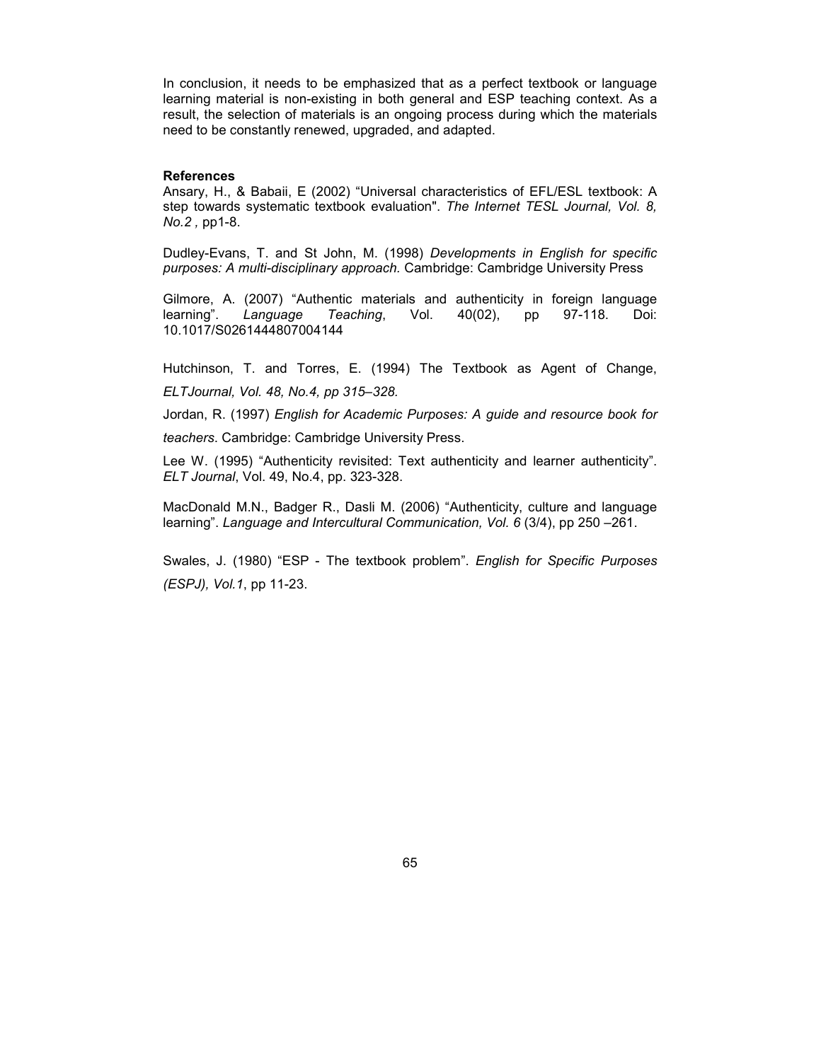In conclusion, it needs to be emphasized that as a perfect textbook or language learning material is non-existing in both general and ESP teaching context. As a result, the selection of materials is an ongoing process during which the materials need to be constantly renewed, upgraded, and adapted.

**References**

Ansary, H., & Babaii, E (2002) "Universal characteristics of EFL/ESL textbook: A step towards systematic textbook evaluation". *The Internet TESL Journal, Vol. 8, No.2* , pp1-8.

Dudley-Evans, T. and St John, M. (1998) *Developments in English for specific purposes: A multi-disciplinary approach.* Cambridge: Cambridge University Press

Gilmore, A. (2007) "Authentic materials and authenticity in foreign language learning". *Language Teaching*, Vol. 40(02), pp 97-118. Doi: 10.1017/S0261444807004144

Hutchinson, T. and Torres, E. (1994) The Textbook as Agent of Change, *ELTJournal, Vol. 48, No.4, pp 315–328.*

Jordan, R. (1997) *English for Academic Purposes: A guide and resource book for teachers*. Cambridge: Cambridge University Press.

Lee W. (1995) "Authenticity revisited: Text authenticity and learner authenticity". *ELT Journal*, Vol. 49, No.4, pp. 323-328.

MacDonald M.N., Badger R., Dasli M. (2006) "Authenticity, culture and language learning". *Language and Intercultural Communication, Vol. 6* (3/4), pp 250 –261.

Swales, J. (1980) "ESP - The textbook problem". *English for Specific Purposes (ESPJ), Vol.1*, pp 11-23.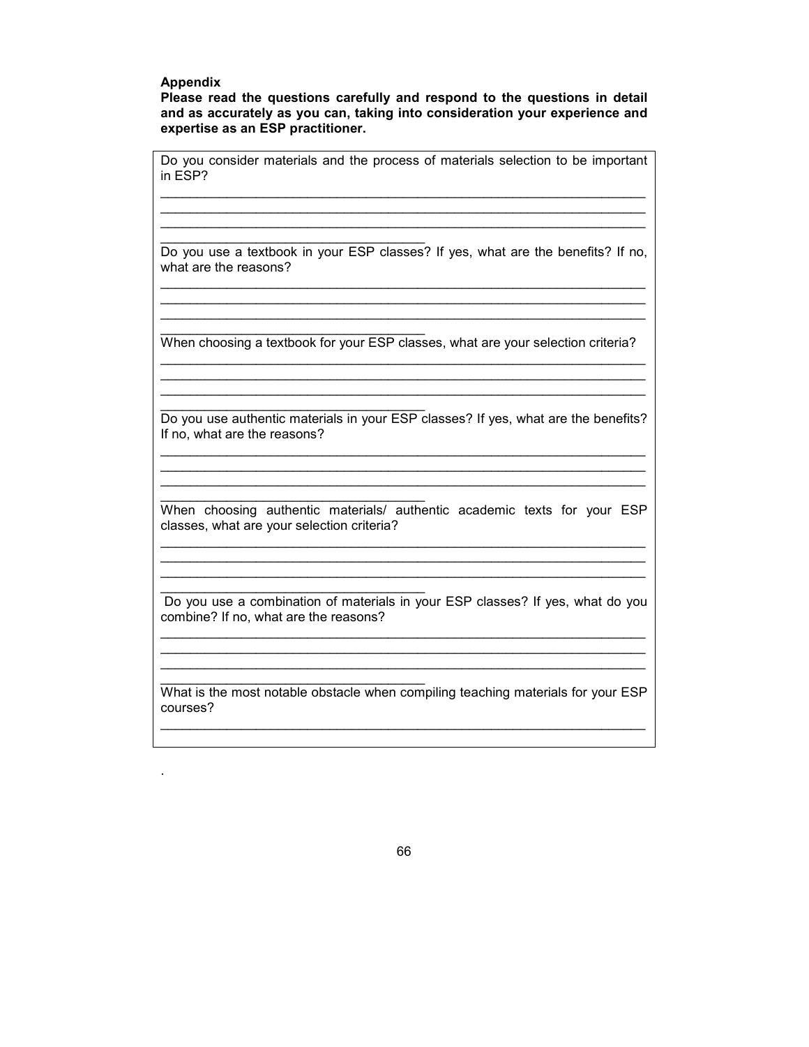**Appendix**

**Please read the questions carefully and respond to the questions in detail and as accurately as you can, taking into consideration your experience and expertise as an ESP practitioner.**

Do you consider materials and the process of materials selection to be important in ESP?

_______________________________________________________________
_______________________________________________________________
_______________________________________________________________
___________________________________

Do you use a textbook in your ESP classes? If yes, what are the benefits? If no, what are the reasons?

_______________________________________________________________
_______________________________________________________________
_______________________________________________________________
___________________________________

When choosing a textbook for your ESP classes, what are your selection criteria?

_______________________________________________________________
_______________________________________________________________
_______________________________________________________________
___________________________________

Do you use authentic materials in your ESP classes? If yes, what are the benefits? If no, what are the reasons?

_______________________________________________________________
_______________________________________________________________
_______________________________________________________________
___________________________________

When choosing authentic materials/ authentic academic texts for your ESP classes, what are your selection criteria?

_______________________________________________________________
_______________________________________________________________
_______________________________________________________________
___________________________________

Do you use a combination of materials in your ESP classes? If yes, what do you combine? If no, what are the reasons?

_______________________________________________________________
_______________________________________________________________
_______________________________________________________________
___________________________________

What is the most notable obstacle when compiling teaching materials for your ESP courses?

_______________________________________________________________

.